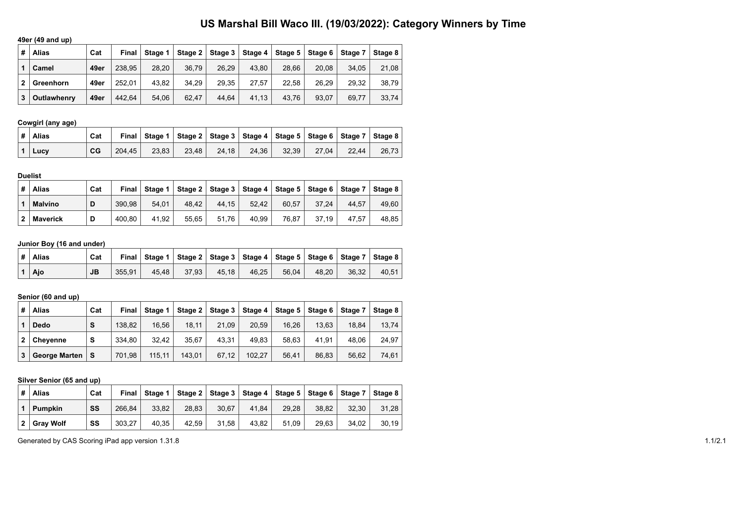# US Marshal Bill Waco III. (19/03/2022): Category Winners by Time

**49er (49 and up)**

| # | Alias | Cat | Final | Stage 1 | Stage 2 | Stage 3 | Stage 4 | Stage 5 | Stage 6 | Stage 7 | Stage 8 |
|---|---|---|---|---|---|---|---|---|---|---|---|
| 1 | **Camel** | **49er** | 238,95 | 28,20 | 36,79 | 26,29 | 43,80 | 28,66 | 20,08 | 34,05 | 21,08 |
| 2 | **Greenhorn** | **49er** | 252,01 | 43,82 | 34,29 | 29,35 | 27,57 | 22,58 | 26,29 | 29,32 | 38,79 |
| 3 | **Outlawhenry** | **49er** | 442,64 | 54,06 | 62,47 | 44,64 | 41,13 | 43,76 | 93,07 | 69,77 | 33,74 |

**Cowgirl (any age)**

| # | Alias | Cat | Final | Stage 1 | Stage 2 | Stage 3 | Stage 4 | Stage 5 | Stage 6 | Stage 7 | Stage 8 |
|---|---|---|---|---|---|---|---|---|---|---|---|
| 1 | **Lucy** | **CG** | 204,45 | 23,83 | 23,48 | 24,18 | 24,36 | 32,39 | 27,04 | 22,44 | 26,73 |

**Duelist**

| # | Alias | Cat | Final | Stage 1 | Stage 2 | Stage 3 | Stage 4 | Stage 5 | Stage 6 | Stage 7 | Stage 8 |
|---|---|---|---|---|---|---|---|---|---|---|---|
| 1 | **Malvíno** | **D** | 390,98 | 54,01 | 48,42 | 44,15 | 52,42 | 60,57 | 37,24 | 44,57 | 49,60 |
| 2 | **Maverick** | **D** | 400,80 | 41,92 | 55,65 | 51,76 | 40,99 | 76,87 | 37,19 | 47,57 | 48,85 |

**Junior Boy (16 and under)**

| # | Alias | Cat | Final | Stage 1 | Stage 2 | Stage 3 | Stage 4 | Stage 5 | Stage 6 | Stage 7 | Stage 8 |
|---|---|---|---|---|---|---|---|---|---|---|---|
| 1 | **Ajo** | **JB** | 355,91 | 45,48 | 37,93 | 45,18 | 46,25 | 56,04 | 48,20 | 36,32 | 40,51 |

**Senior (60 and up)**

| # | Alias | Cat | Final | Stage 1 | Stage 2 | Stage 3 | Stage 4 | Stage 5 | Stage 6 | Stage 7 | Stage 8 |
|---|---|---|---|---|---|---|---|---|---|---|---|
| 1 | **Dedo** | **S** | 138,82 | 16,56 | 18,11 | 21,09 | 20,59 | 16,26 | 13,63 | 18,84 | 13,74 |
| 2 | **Cheyenne** | **S** | 334,80 | 32,42 | 35,67 | 43,31 | 49,83 | 58,63 | 41,91 | 48,06 | 24,97 |
| 3 | **George Marten** | **S** | 701,98 | 115,11 | 143,01 | 67,12 | 102,27 | 56,41 | 86,83 | 56,62 | 74,61 |

**Silver Senior (65 and up)**

| # | Alias | Cat | Final | Stage 1 | Stage 2 | Stage 3 | Stage 4 | Stage 5 | Stage 6 | Stage 7 | Stage 8 |
|---|---|---|---|---|---|---|---|---|---|---|---|
| 1 | **Pumpkin** | **SS** | 266,84 | 33,82 | 28,83 | 30,67 | 41,84 | 29,28 | 38,82 | 32,30 | 31,28 |
| 2 | **Gray Wolf** | **SS** | 303,27 | 40,35 | 42,59 | 31,58 | 43,82 | 51,09 | 29,63 | 34,02 | 30,19 |

Generated by CAS Scoring iPad app version 1.31.8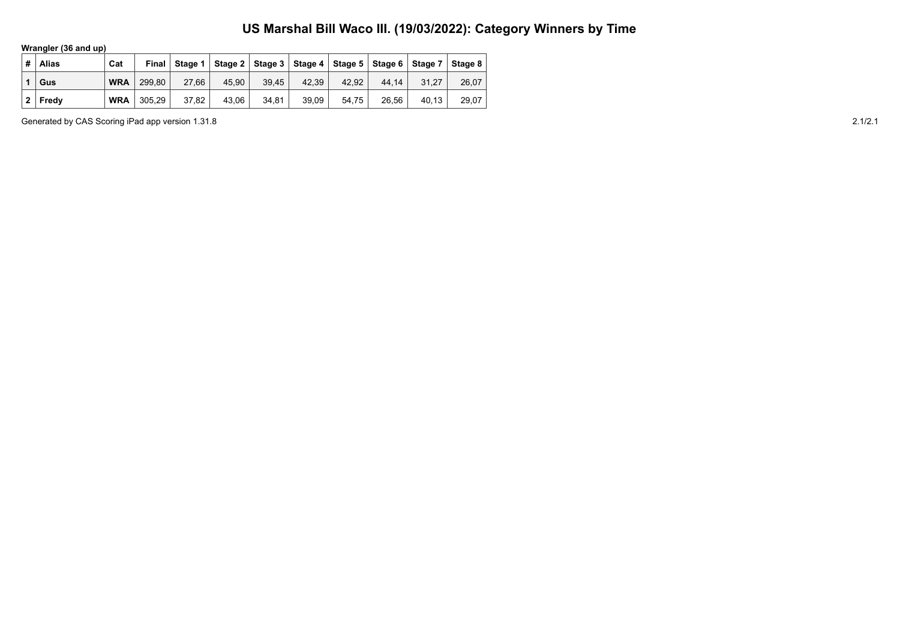# US Marshal Bill Waco III. (19/03/2022): Category Winners by Time

**Wrangler (36 and up)**

| # | Alias | Cat | Final | Stage 1 | Stage 2 | Stage 3 | Stage 4 | Stage 5 | Stage 6 | Stage 7 | Stage 8 |
|---|---|---|---|---|---|---|---|---|---|---|---|
| 1 | Gus | WRA | 299,80 | 27,66 | 45,90 | 39,45 | 42,39 | 42,92 | 44,14 | 31,27 | 26,07 |
| 2 | Fredy | WRA | 305,29 | 37,82 | 43,06 | 34,81 | 39,09 | 54,75 | 26,56 | 40,13 | 29,07 |

Generated by CAS Scoring iPad app version 1.31.8